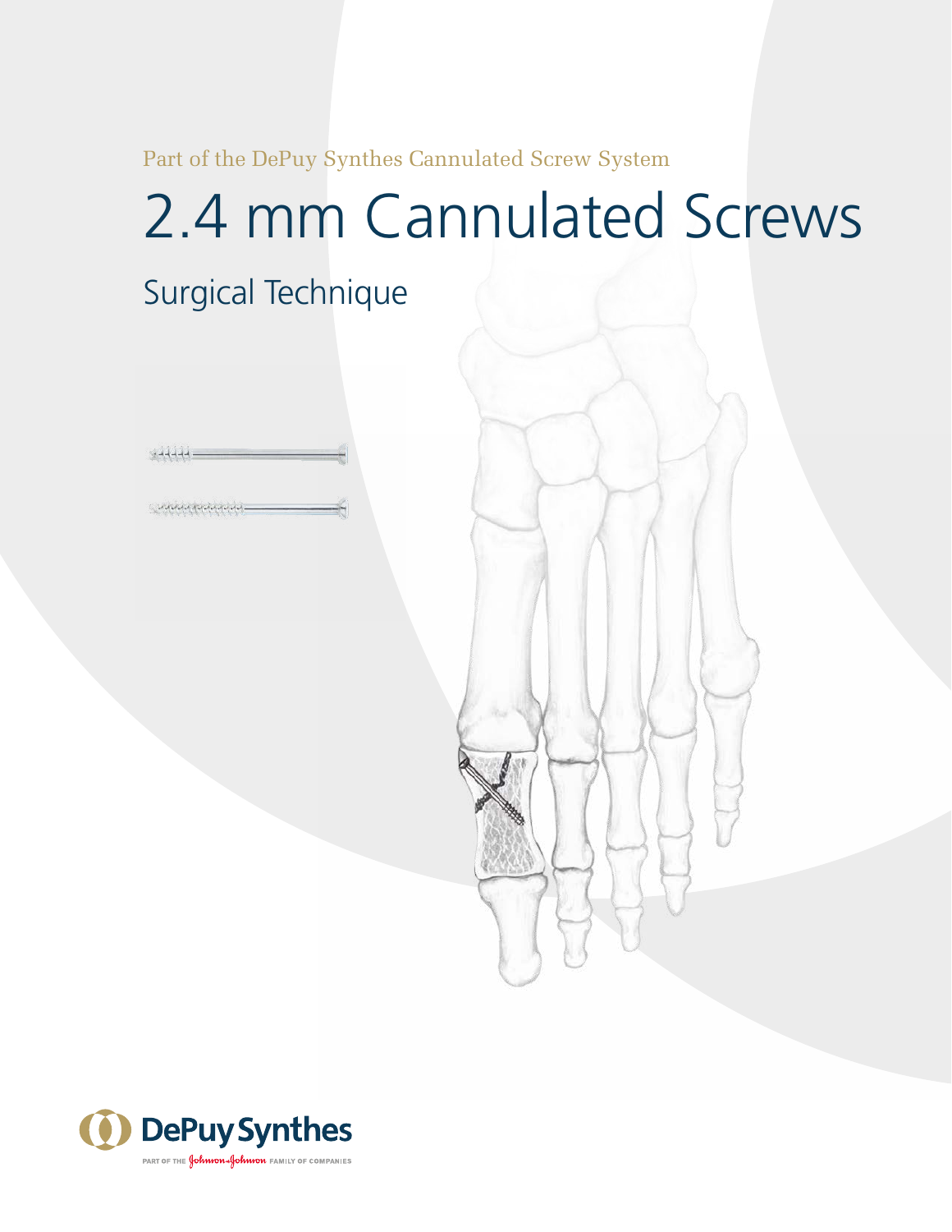Part of the DePuy Synthes Cannulated Screw System

# 2.4 mm Cannulated Screws

## Surgical Technique

DePuy Synthes

PART OF THE Johnson & Johnson FAMILY OF COMPANIES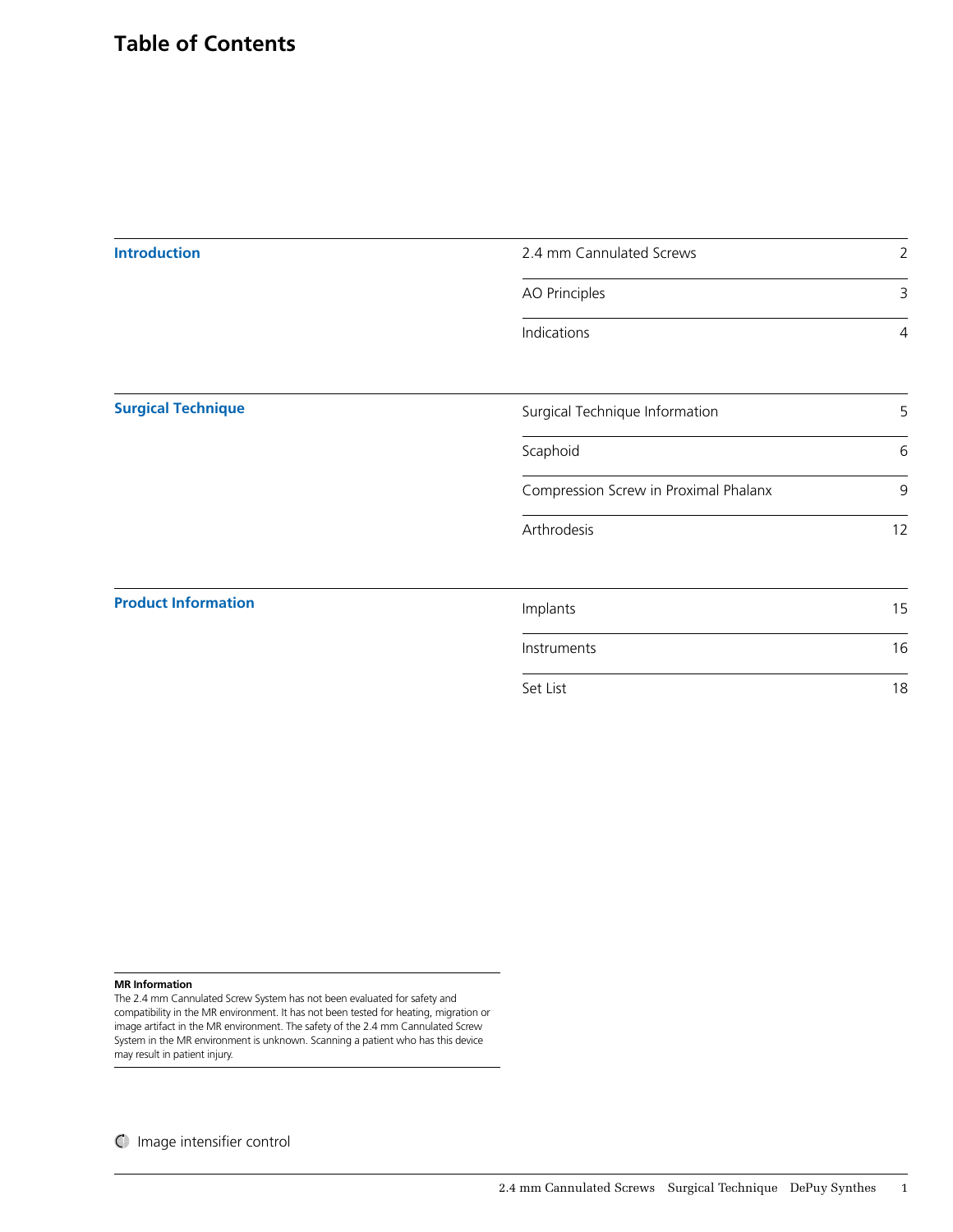# Table of Contents

| | | |
|---|---|---|
| **Introduction** | 2.4 mm Cannulated Screws | 2 |
| | AO Principles | 3 |
| | Indications | 4 |
| **Surgical Technique** | Surgical Technique Information | 5 |
| | Scaphoid | 6 |
| | Compression Screw in Proximal Phalanx | 9 |
| | Arthrodesis | 12 |
| **Product Information** | Implants | 15 |
| | Instruments | 16 |
| | Set List | 18 |

**MR Information**

The 2.4 mm Cannulated Screw System has not been evaluated for safety and compatibility in the MR environment. It has not been tested for heating, migration or image artifact in the MR environment. The safety of the 2.4 mm Cannulated Screw System in the MR environment is unknown. Scanning a patient who has this device may result in patient injury.

Image intensifier control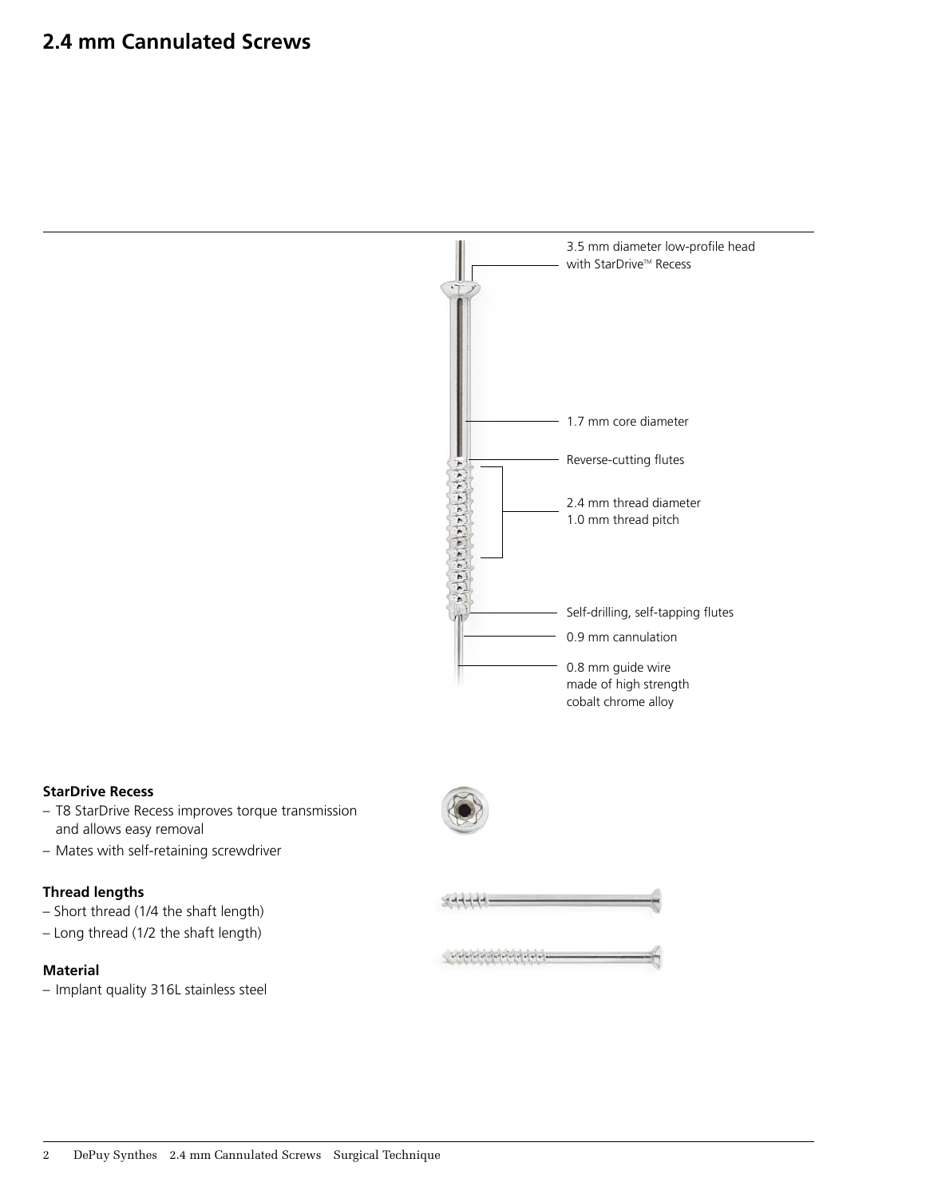## 2.4 mm Cannulated Screws

3.5 mm diameter low-profile head with StarDrive™ Recess

1.7 mm core diameter

Reverse-cutting flutes

2.4 mm thread diameter
1.0 mm thread pitch

Self-drilling, self-tapping flutes

0.9 mm cannulation

0.8 mm guide wire made of high strength cobalt chrome alloy

**StarDrive Recess**

- T8 StarDrive Recess improves torque transmission and allows easy removal
- Mates with self-retaining screwdriver

**Thread lengths**

- Short thread (1/4 the shaft length)
- Long thread (1/2 the shaft length)

**Material**

- Implant quality 316L stainless steel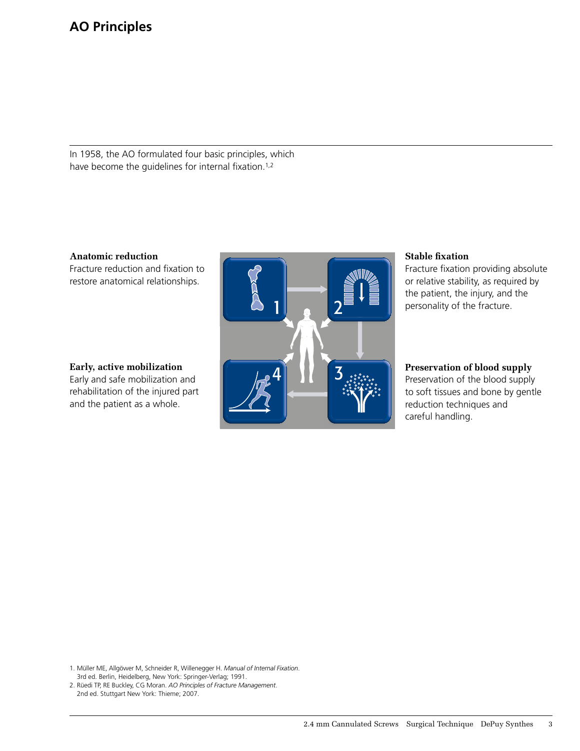# AO Principles

In 1958, the AO formulated four basic principles, which have become the guidelines for internal fixation.[1,2]

**Anatomic reduction**
Fracture reduction and fixation to restore anatomical relationships.

**Stable fixation**
Fracture fixation providing absolute or relative stability, as required by the patient, the injury, and the personality of the fracture.

**Preservation of blood supply**
Preservation of the blood supply to soft tissues and bone by gentle reduction techniques and careful handling.

**Early, active mobilization**
Early and safe mobilization and rehabilitation of the injured part and the patient as a whole.

1. Müller ME, Allgöwer M, Schneider R, Willenegger H. *Manual of Internal Fixation*. 3rd ed. Berlin, Heidelberg, New York: Springer-Verlag; 1991.
2. Rüedi TP, RE Buckley, CG Moran. *AO Principles of Fracture Management*. 2nd ed. Stuttgart New York: Thieme; 2007.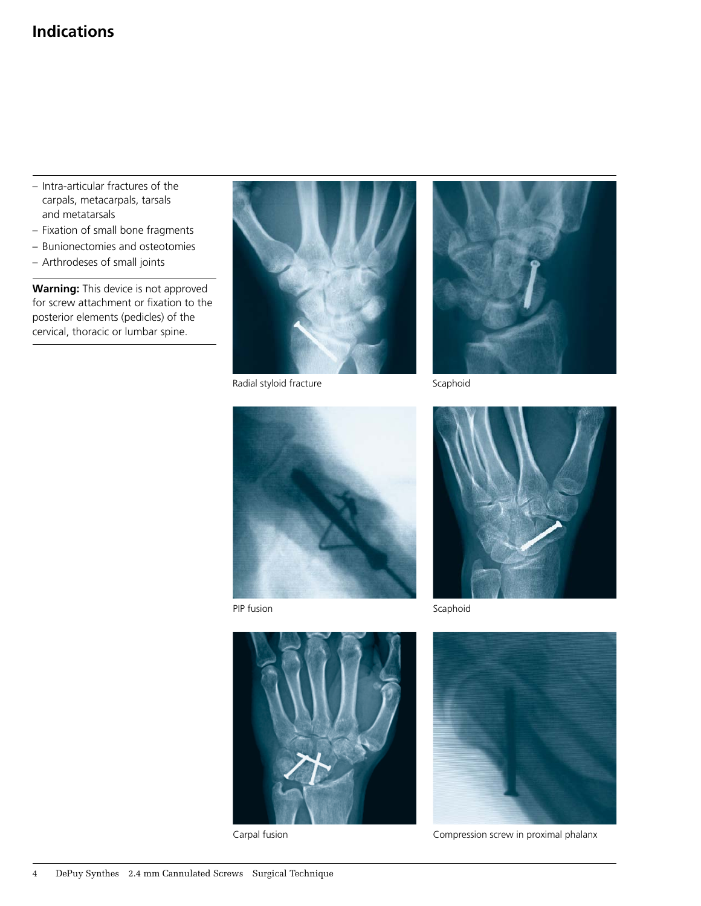# Indications

- Intra-articular fractures of the carpals, metacarpals, tarsals and metatarsals
- Fixation of small bone fragments
- Bunionectomies and osteotomies
- Arthrodeses of small joints

**Warning:** This device is not approved for screw attachment or fixation to the posterior elements (pedicles) of the cervical, thoracic or lumbar spine.

Radial styloid fracture

Scaphoid

PIP fusion

Scaphoid

Carpal fusion

Compression screw in proximal phalanx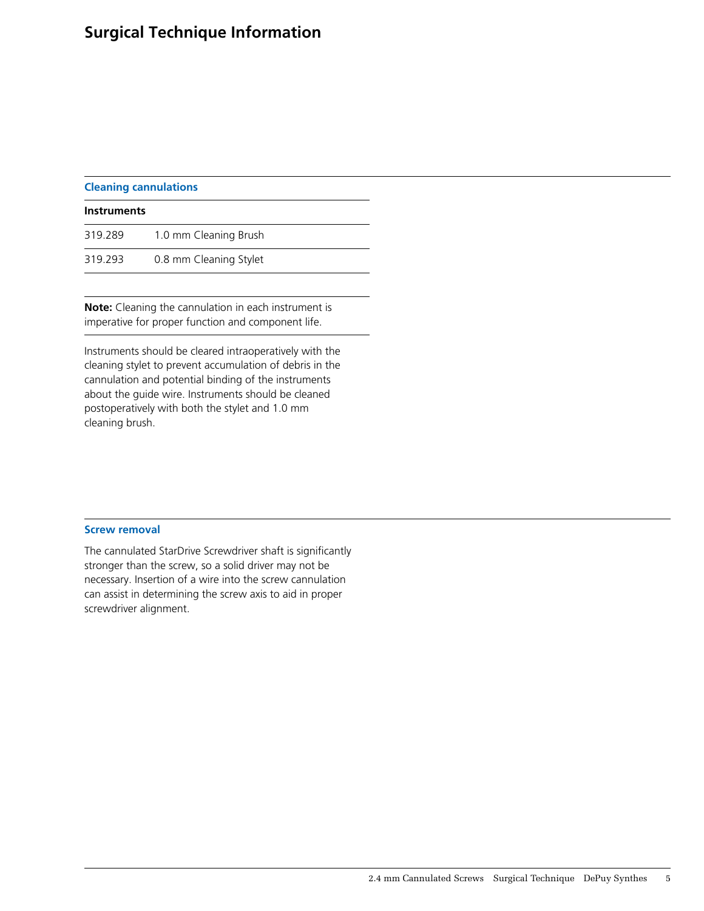# Surgical Technique Information

## Cleaning cannulations

| Instruments | |
|---|---|
| 319.289 | 1.0 mm Cleaning Brush |
| 319.293 | 0.8 mm Cleaning Stylet |

**Note:** Cleaning the cannulation in each instrument is imperative for proper function and component life.

Instruments should be cleared intraoperatively with the cleaning stylet to prevent accumulation of debris in the cannulation and potential binding of the instruments about the guide wire. Instruments should be cleaned postoperatively with both the stylet and 1.0 mm cleaning brush.

## Screw removal

The cannulated StarDrive Screwdriver shaft is significantly stronger than the screw, so a solid driver may not be necessary. Insertion of a wire into the screw cannulation can assist in determining the screw axis to aid in proper screwdriver alignment.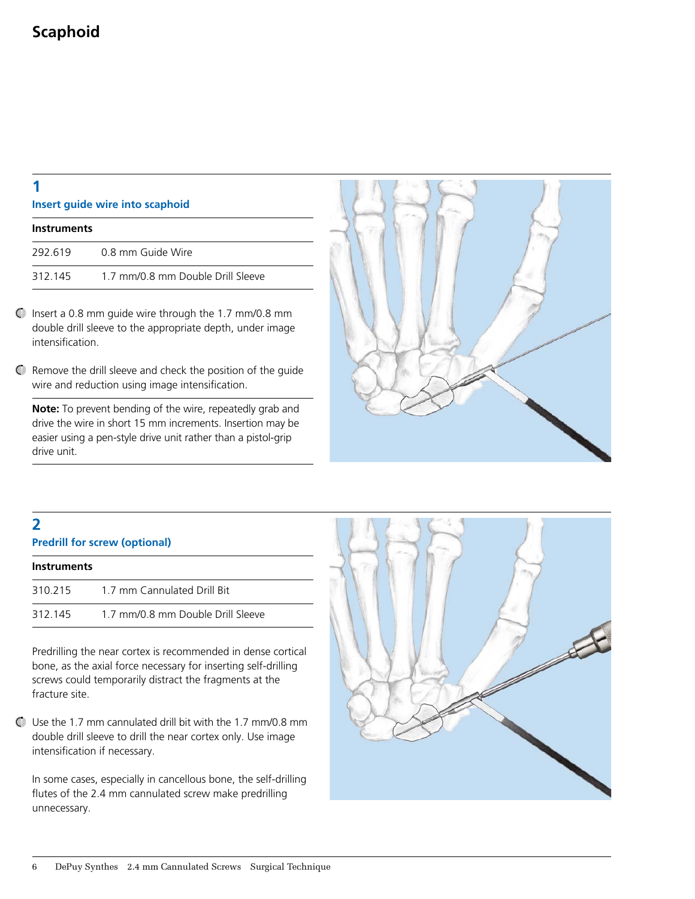# Scaphoid

## 1
### Insert guide wire into scaphoid

| Instruments | |
|---|---|
| 292.619 | 0.8 mm Guide Wire |
| 312.145 | 1.7 mm/0.8 mm Double Drill Sleeve |

- Insert a 0.8 mm guide wire through the 1.7 mm/0.8 mm double drill sleeve to the appropriate depth, under image intensification.
- Remove the drill sleeve and check the position of the guide wire and reduction using image intensification.

**Note:** To prevent bending of the wire, repeatedly grab and drive the wire in short 15 mm increments. Insertion may be easier using a pen-style drive unit rather than a pistol-grip drive unit.

## 2
### Predrill for screw (optional)

| Instruments | |
|---|---|
| 310.215 | 1.7 mm Cannulated Drill Bit |
| 312.145 | 1.7 mm/0.8 mm Double Drill Sleeve |

Predrilling the near cortex is recommended in dense cortical bone, as the axial force necessary for inserting self-drilling screws could temporarily distract the fragments at the fracture site.

- Use the 1.7 mm cannulated drill bit with the 1.7 mm/0.8 mm double drill sleeve to drill the near cortex only. Use image intensification if necessary.

In some cases, especially in cancellous bone, the self-drilling flutes of the 2.4 mm cannulated screw make predrilling unnecessary.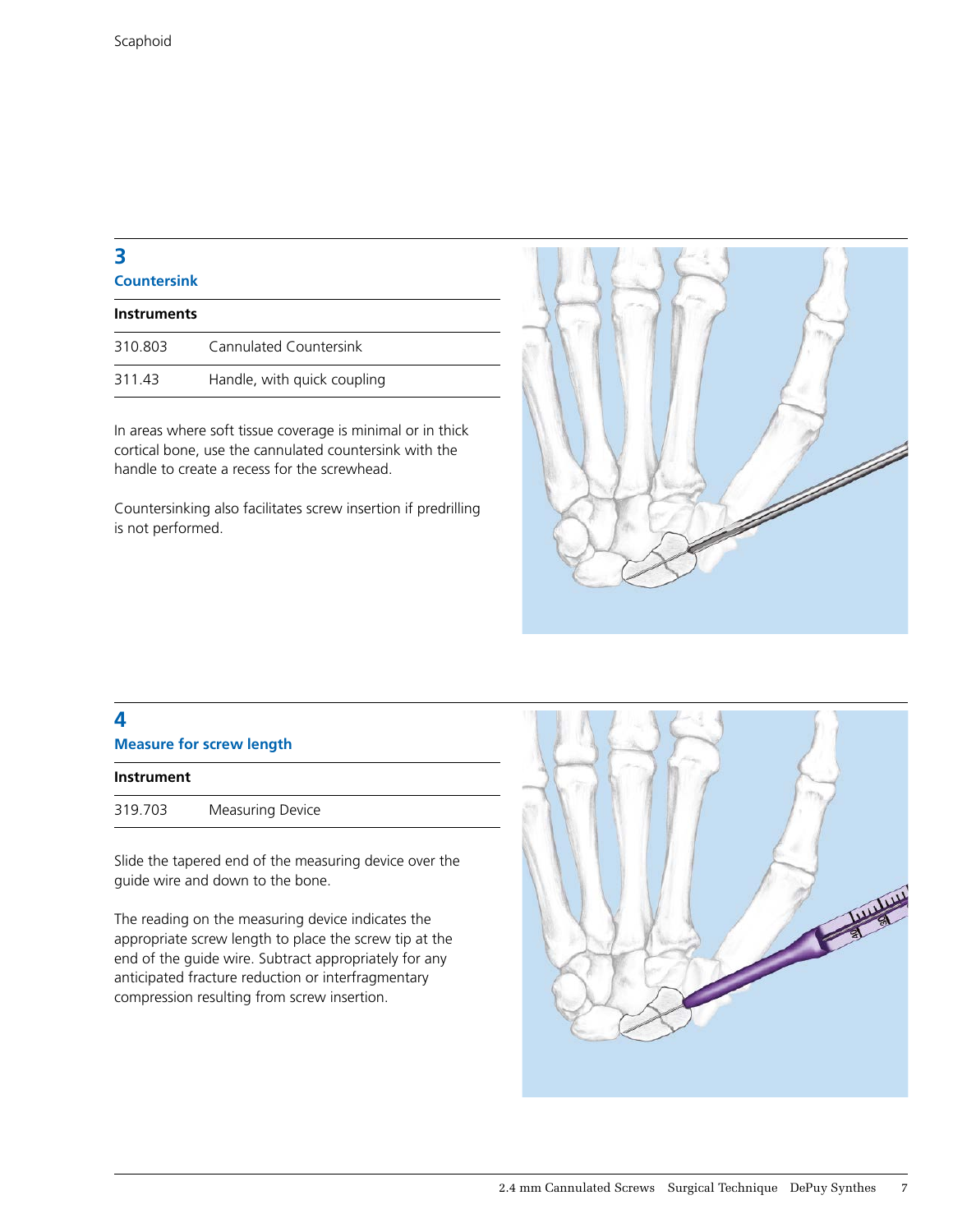## 3
## Countersink

| Instruments | |
|---|---|
| 310.803 | Cannulated Countersink |
| 311.43 | Handle, with quick coupling |

In areas where soft tissue coverage is minimal or in thick cortical bone, use the cannulated countersink with the handle to create a recess for the screwhead.

Countersinking also facilitates screw insertion if predrilling is not performed.

## 4
## Measure for screw length

| Instrument | |
|---|---|
| 319.703 | Measuring Device |

Slide the tapered end of the measuring device over the guide wire and down to the bone.

The reading on the measuring device indicates the appropriate screw length to place the screw tip at the end of the guide wire. Subtract appropriately for any anticipated fracture reduction or interfragmentary compression resulting from screw insertion.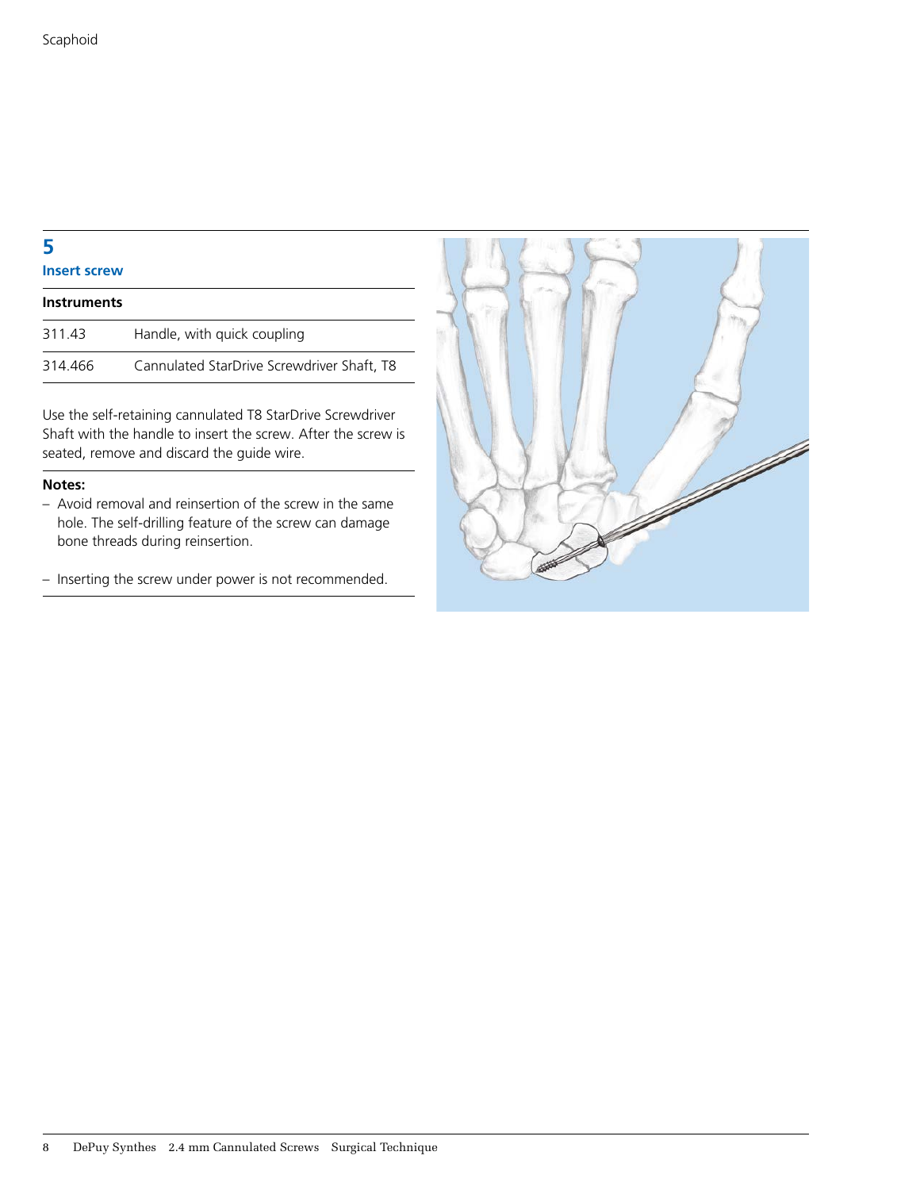## 5
### Insert screw

**Instruments**

| | |
|---|---|
| 311.43 | Handle, with quick coupling |
| 314.466 | Cannulated StarDrive Screwdriver Shaft, T8 |

Use the self-retaining cannulated T8 StarDrive Screwdriver Shaft with the handle to insert the screw. After the screw is seated, remove and discard the guide wire.

**Notes:**

- Avoid removal and reinsertion of the screw in the same hole. The self-drilling feature of the screw can damage bone threads during reinsertion.
- Inserting the screw under power is not recommended.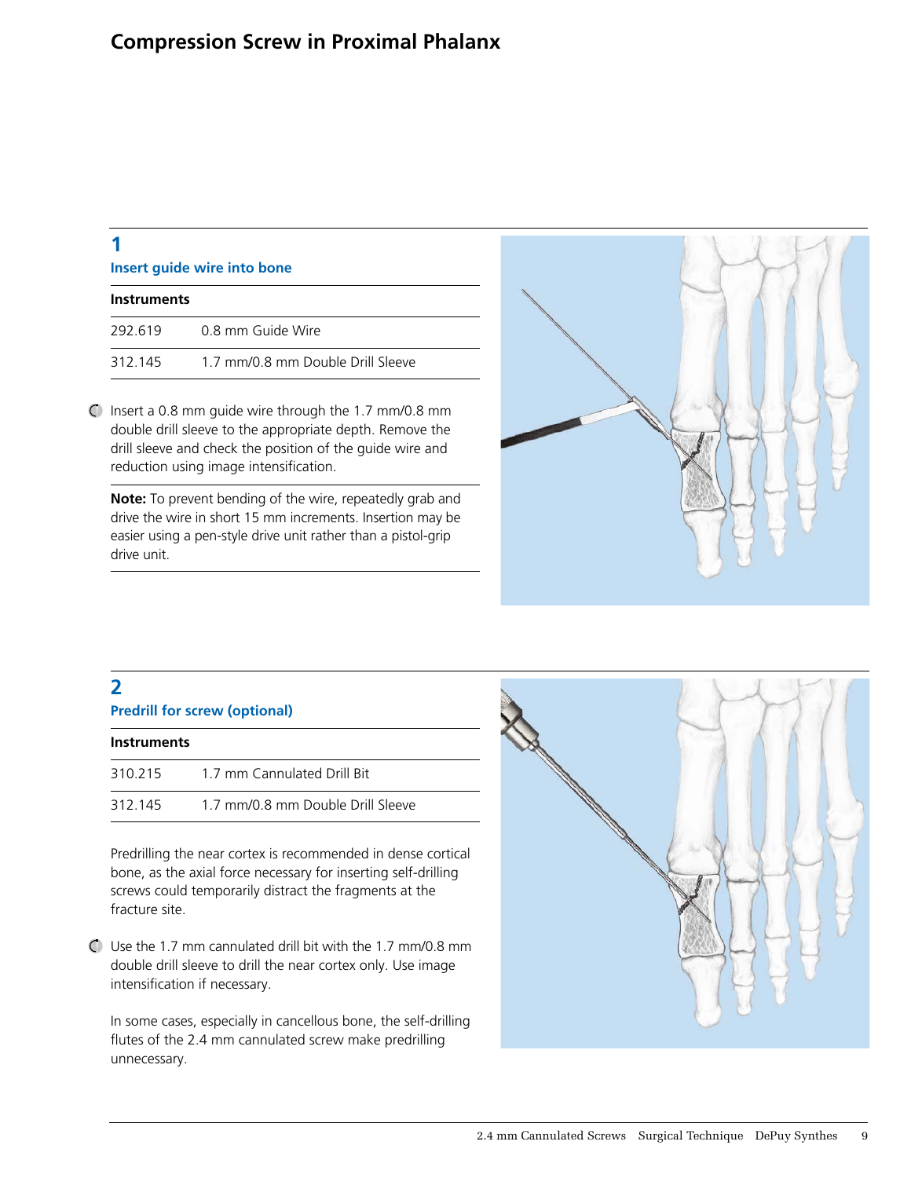# Compression Screw in Proximal Phalanx

## 1
### Insert guide wire into bone

| Instruments | |
|---|---|
| 292.619 | 0.8 mm Guide Wire |
| 312.145 | 1.7 mm/0.8 mm Double Drill Sleeve |

Insert a 0.8 mm guide wire through the 1.7 mm/0.8 mm double drill sleeve to the appropriate depth. Remove the drill sleeve and check the position of the guide wire and reduction using image intensification.

**Note:** To prevent bending of the wire, repeatedly grab and drive the wire in short 15 mm increments. Insertion may be easier using a pen-style drive unit rather than a pistol-grip drive unit.

## 2
### Predrill for screw (optional)

| Instruments | |
|---|---|
| 310.215 | 1.7 mm Cannulated Drill Bit |
| 312.145 | 1.7 mm/0.8 mm Double Drill Sleeve |

Predrilling the near cortex is recommended in dense cortical bone, as the axial force necessary for inserting self-drilling screws could temporarily distract the fragments at the fracture site.

Use the 1.7 mm cannulated drill bit with the 1.7 mm/0.8 mm double drill sleeve to drill the near cortex only. Use image intensification if necessary.

In some cases, especially in cancellous bone, the self-drilling flutes of the 2.4 mm cannulated screw make predrilling unnecessary.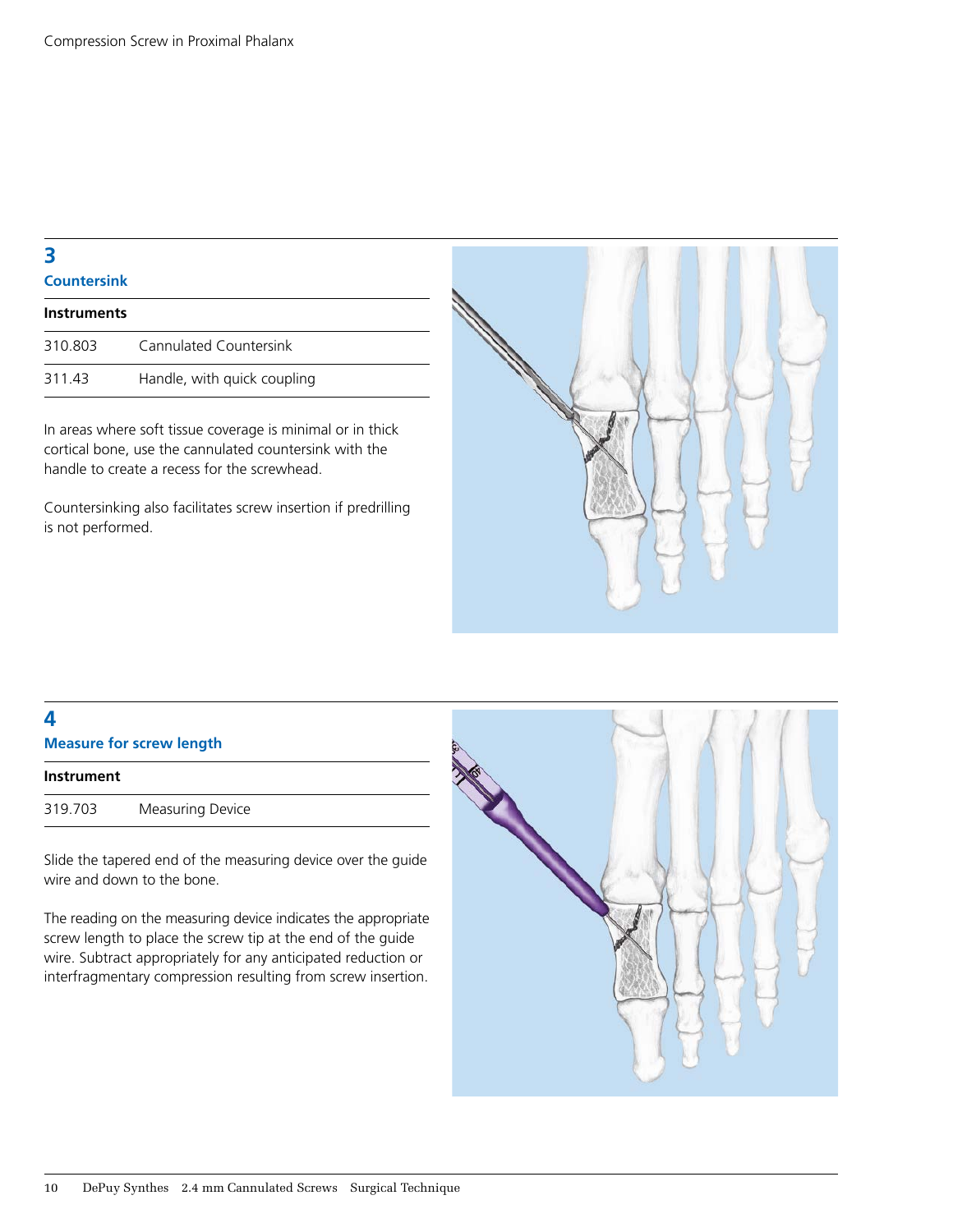## 3
### Countersink

| Instruments | |
|---|---|
| 310.803 | Cannulated Countersink |
| 311.43 | Handle, with quick coupling |

In areas where soft tissue coverage is minimal or in thick cortical bone, use the cannulated countersink with the handle to create a recess for the screwhead.

Countersinking also facilitates screw insertion if predrilling is not performed.

## 4
### Measure for screw length

| Instrument | |
|---|---|
| 319.703 | Measuring Device |

Slide the tapered end of the measuring device over the guide wire and down to the bone.

The reading on the measuring device indicates the appropriate screw length to place the screw tip at the end of the guide wire. Subtract appropriately for any anticipated reduction or interfragmentary compression resulting from screw insertion.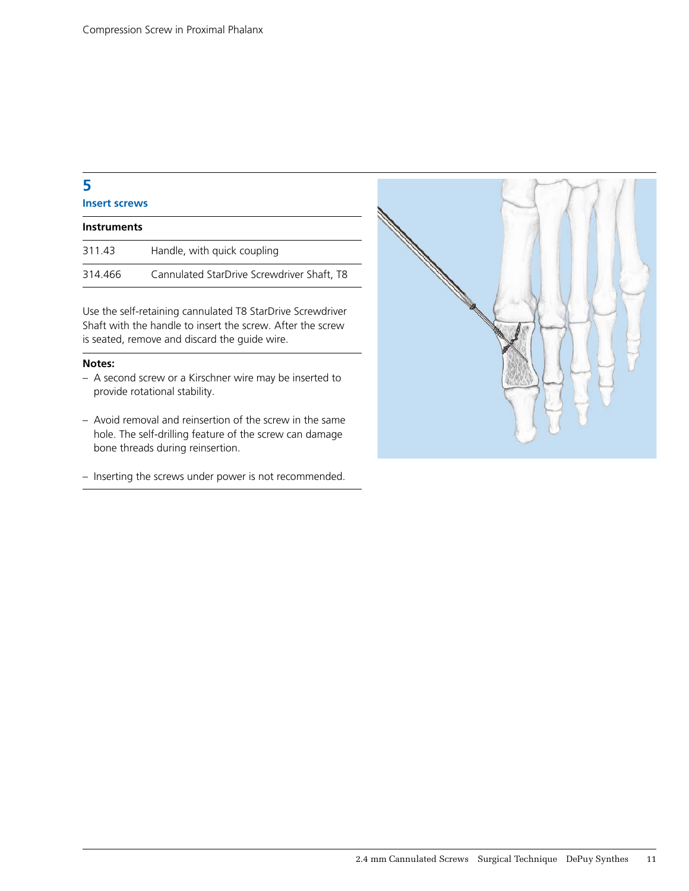## 5
### Insert screws

| Instruments | |
|---|---|
| 311.43 | Handle, with quick coupling |
| 314.466 | Cannulated StarDrive Screwdriver Shaft, T8 |

Use the self-retaining cannulated T8 StarDrive Screwdriver Shaft with the handle to insert the screw. After the screw is seated, remove and discard the guide wire.

**Notes:**

- A second screw or a Kirschner wire may be inserted to provide rotational stability.
- Avoid removal and reinsertion of the screw in the same hole. The self-drilling feature of the screw can damage bone threads during reinsertion.
- Inserting the screws under power is not recommended.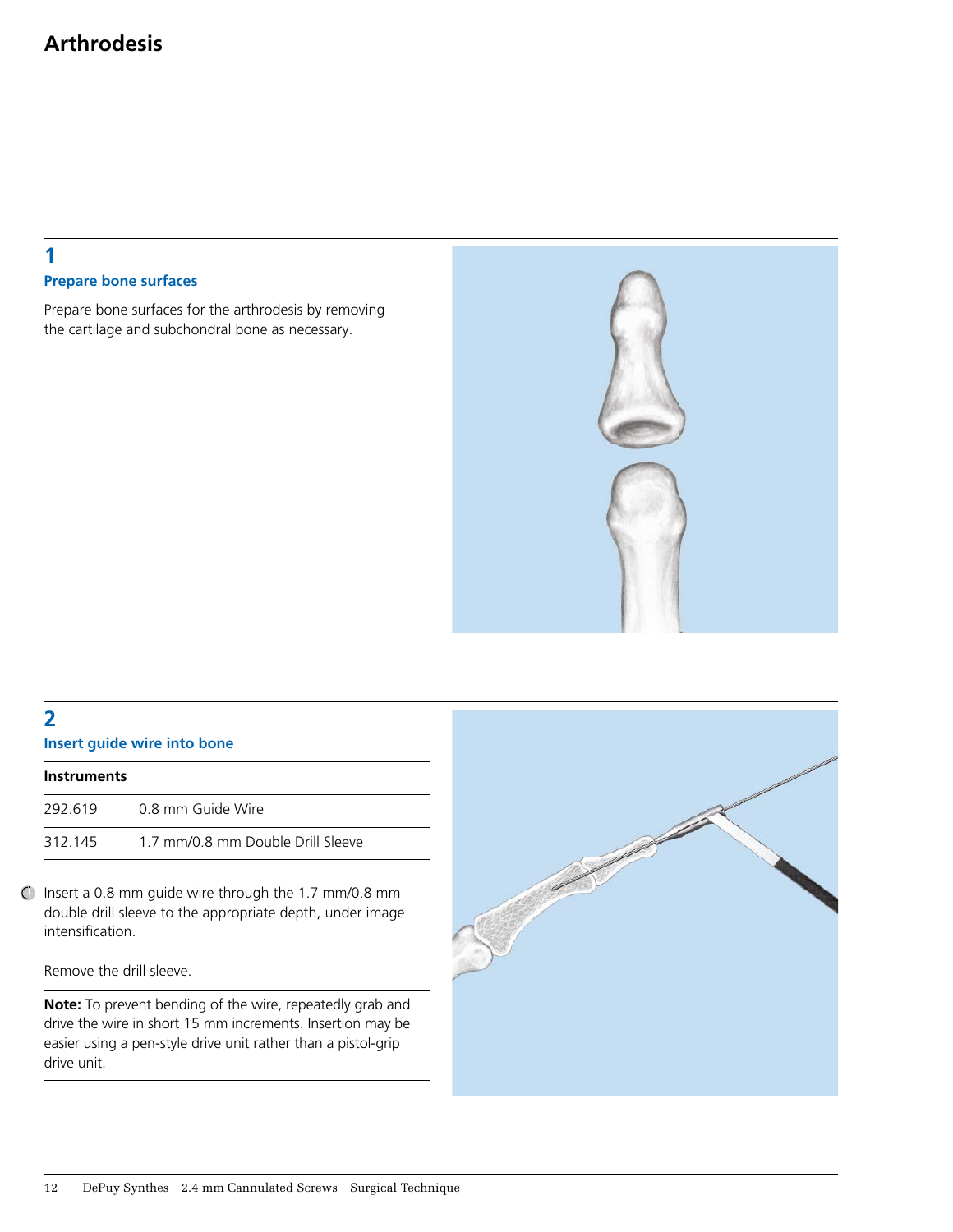# Arthrodesis

## 1

### Prepare bone surfaces

Prepare bone surfaces for the arthrodesis by removing the cartilage and subchondral bone as necessary.

## 2

### Insert guide wire into bone

| Instruments | |
|---|---|
| 292.619 | 0.8 mm Guide Wire |
| 312.145 | 1.7 mm/0.8 mm Double Drill Sleeve |

Insert a 0.8 mm guide wire through the 1.7 mm/0.8 mm double drill sleeve to the appropriate depth, under image intensification.

Remove the drill sleeve.

**Note:** To prevent bending of the wire, repeatedly grab and drive the wire in short 15 mm increments. Insertion may be easier using a pen-style drive unit rather than a pistol-grip drive unit.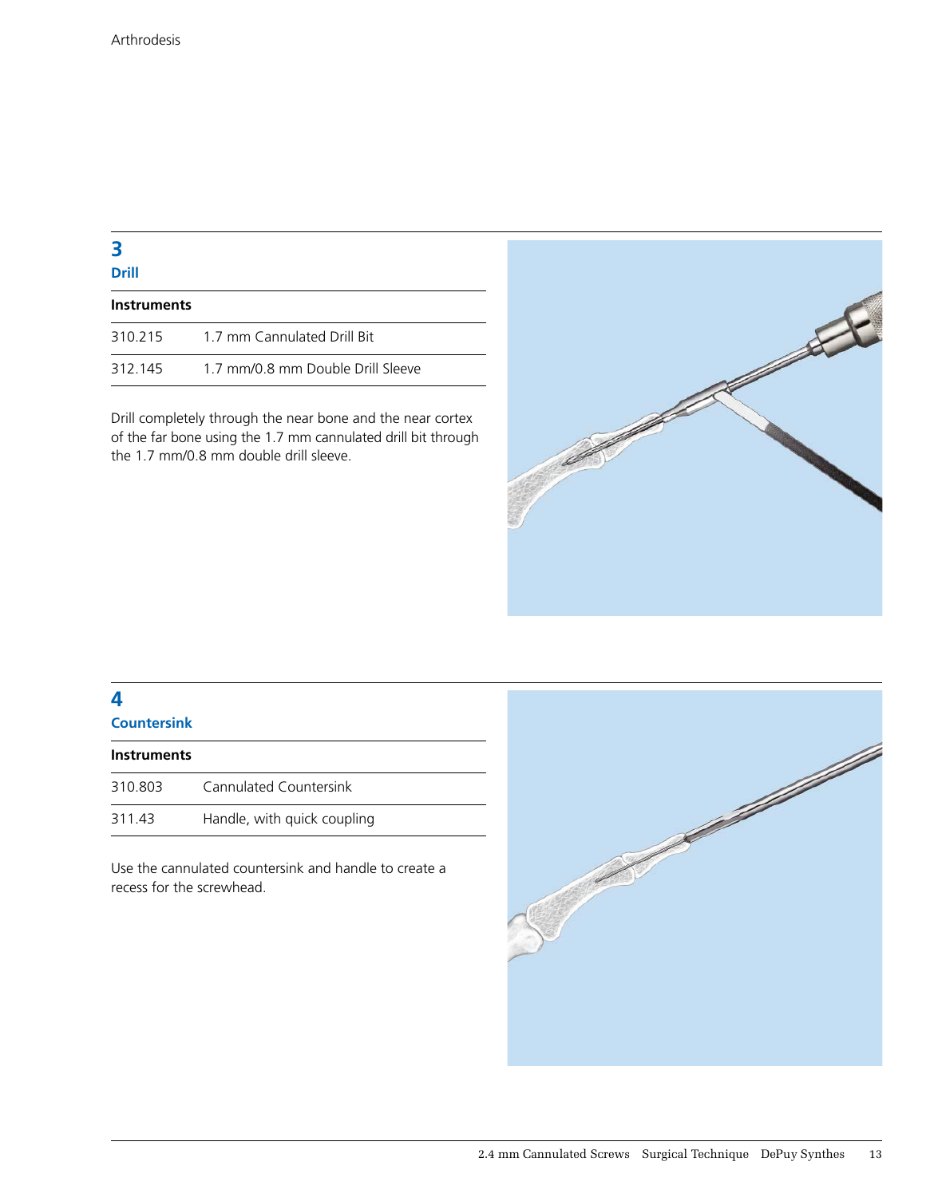## 3
### Drill

| Instruments | |
|---|---|
| 310.215 | 1.7 mm Cannulated Drill Bit |
| 312.145 | 1.7 mm/0.8 mm Double Drill Sleeve |

Drill completely through the near bone and the near cortex of the far bone using the 1.7 mm cannulated drill bit through the 1.7 mm/0.8 mm double drill sleeve.

## 4
### Countersink

| Instruments | |
|---|---|
| 310.803 | Cannulated Countersink |
| 311.43 | Handle, with quick coupling |

Use the cannulated countersink and handle to create a recess for the screwhead.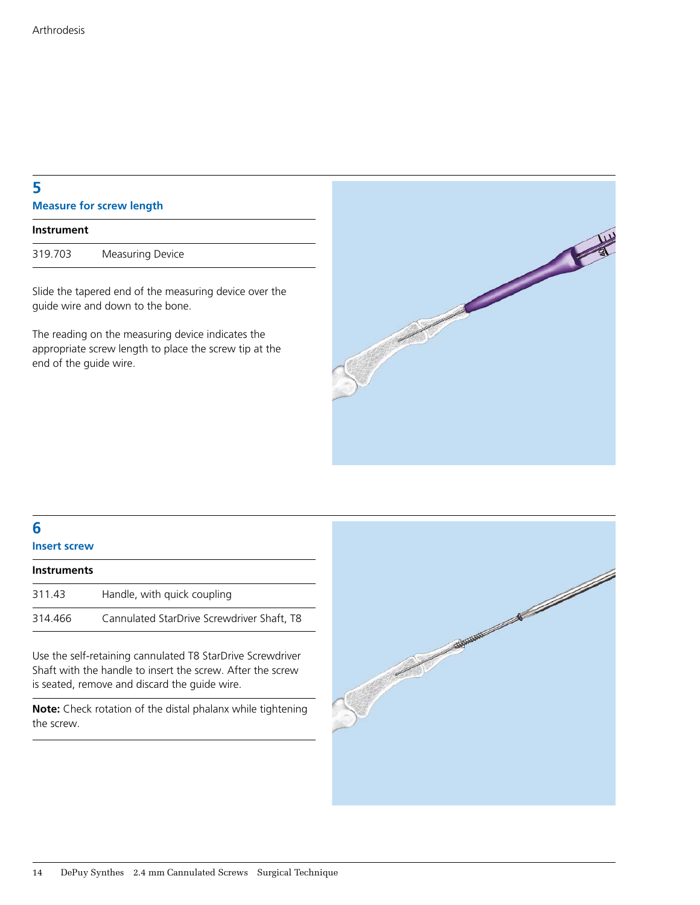## 5
### Measure for screw length

| Instrument | |
|---|---|
| 319.703 | Measuring Device |

Slide the tapered end of the measuring device over the guide wire and down to the bone.

The reading on the measuring device indicates the appropriate screw length to place the screw tip at the end of the guide wire.

## 6
### Insert screw

| Instruments | |
|---|---|
| 311.43 | Handle, with quick coupling |
| 314.466 | Cannulated StarDrive Screwdriver Shaft, T8 |

Use the self-retaining cannulated T8 StarDrive Screwdriver Shaft with the handle to insert the screw. After the screw is seated, remove and discard the guide wire.

**Note:** Check rotation of the distal phalanx while tightening the screw.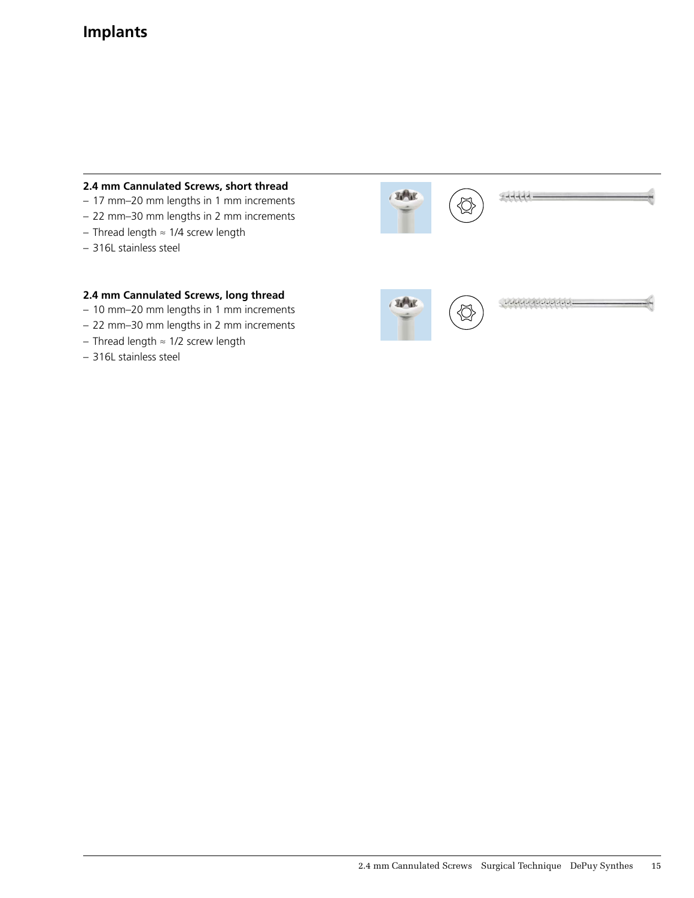# Implants

### 2.4 mm Cannulated Screws, short thread

- 17 mm–20 mm lengths in 1 mm increments
- 22 mm–30 mm lengths in 2 mm increments
- Thread length ≈ 1/4 screw length
- 316L stainless steel

### 2.4 mm Cannulated Screws, long thread

- 10 mm–20 mm lengths in 1 mm increments
- 22 mm–30 mm lengths in 2 mm increments
- Thread length ≈ 1/2 screw length
- 316L stainless steel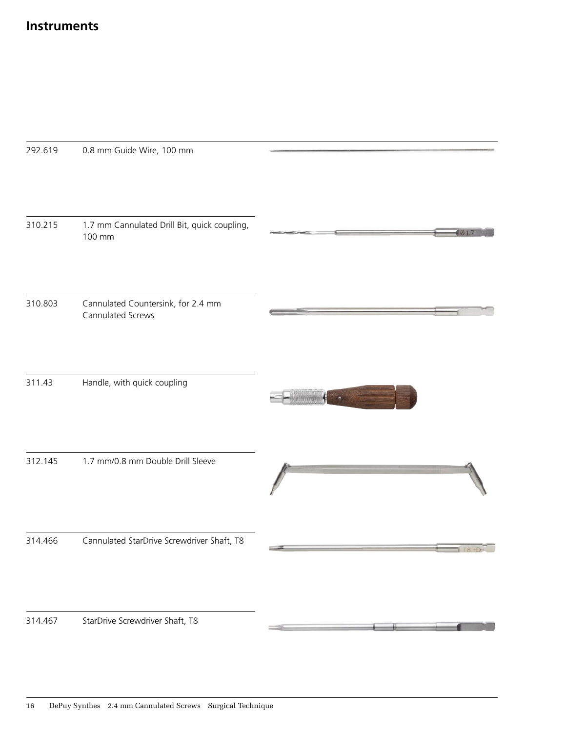# Instruments

| | |
|---|---|
| 292.619 | 0.8 mm Guide Wire, 100 mm |
| 310.215 | 1.7 mm Cannulated Drill Bit, quick coupling, 100 mm |
| 310.803 | Cannulated Countersink, for 2.4 mm Cannulated Screws |
| 311.43 | Handle, with quick coupling |
| 312.145 | 1.7 mm/0.8 mm Double Drill Sleeve |
| 314.466 | Cannulated StarDrive Screwdriver Shaft, T8 |
| 314.467 | StarDrive Screwdriver Shaft, T8 |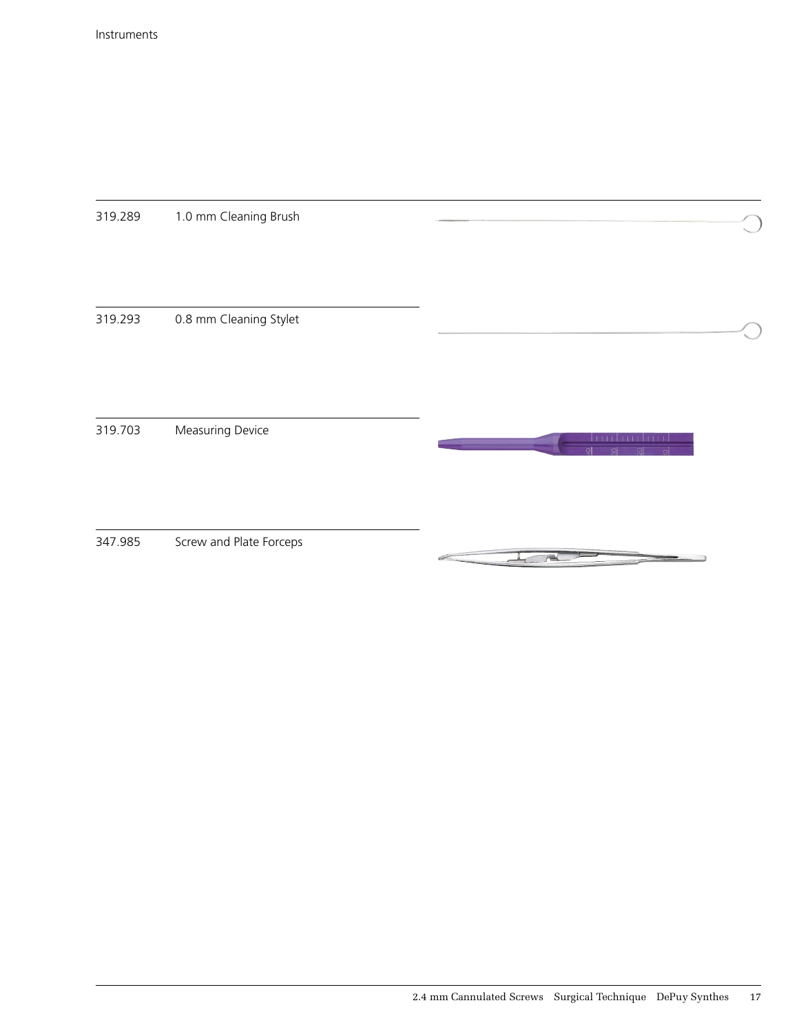Instruments

| | |
|---|---|
| 319.289 | 1.0 mm Cleaning Brush |
| 319.293 | 0.8 mm Cleaning Stylet |
| 319.703 | Measuring Device |
| 347.985 | Screw and Plate Forceps |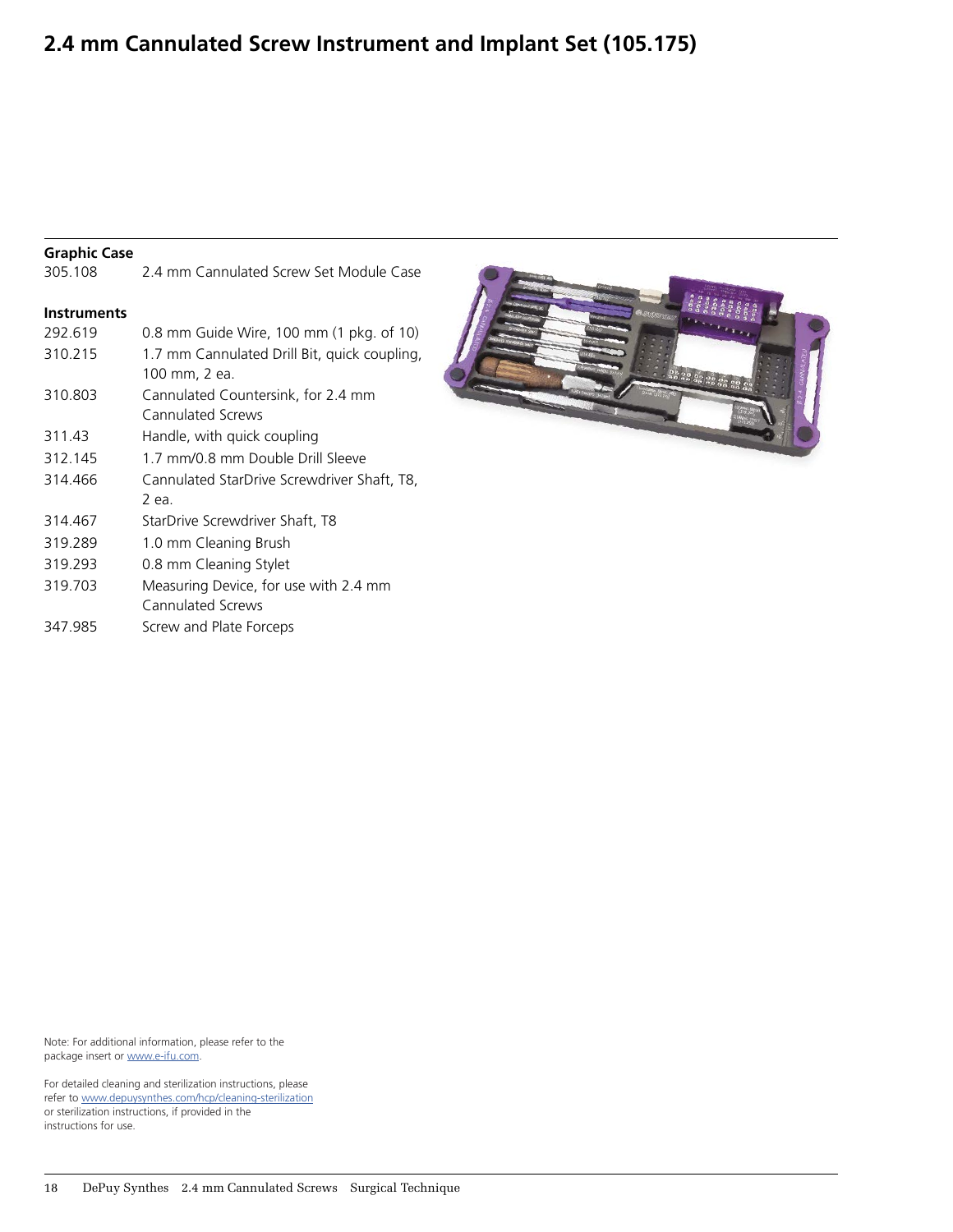# 2.4 mm Cannulated Screw Instrument and Implant Set (105.175)

**Graphic Case**

| | |
|---|---|
| 305.108 | 2.4 mm Cannulated Screw Set Module Case |

**Instruments**

| | |
|---|---|
| 292.619 | 0.8 mm Guide Wire, 100 mm (1 pkg. of 10) |
| 310.215 | 1.7 mm Cannulated Drill Bit, quick coupling, 100 mm, 2 ea. |
| 310.803 | Cannulated Countersink, for 2.4 mm Cannulated Screws |
| 311.43 | Handle, with quick coupling |
| 312.145 | 1.7 mm/0.8 mm Double Drill Sleeve |
| 314.466 | Cannulated StarDrive Screwdriver Shaft, T8, 2 ea. |
| 314.467 | StarDrive Screwdriver Shaft, T8 |
| 319.289 | 1.0 mm Cleaning Brush |
| 319.293 | 0.8 mm Cleaning Stylet |
| 319.703 | Measuring Device, for use with 2.4 mm Cannulated Screws |
| 347.985 | Screw and Plate Forceps |

Note: For additional information, please refer to the package insert or www.e-ifu.com.

For detailed cleaning and sterilization instructions, please refer to www.depuysynthes.com/hcp/cleaning-sterilization or sterilization instructions, if provided in the instructions for use.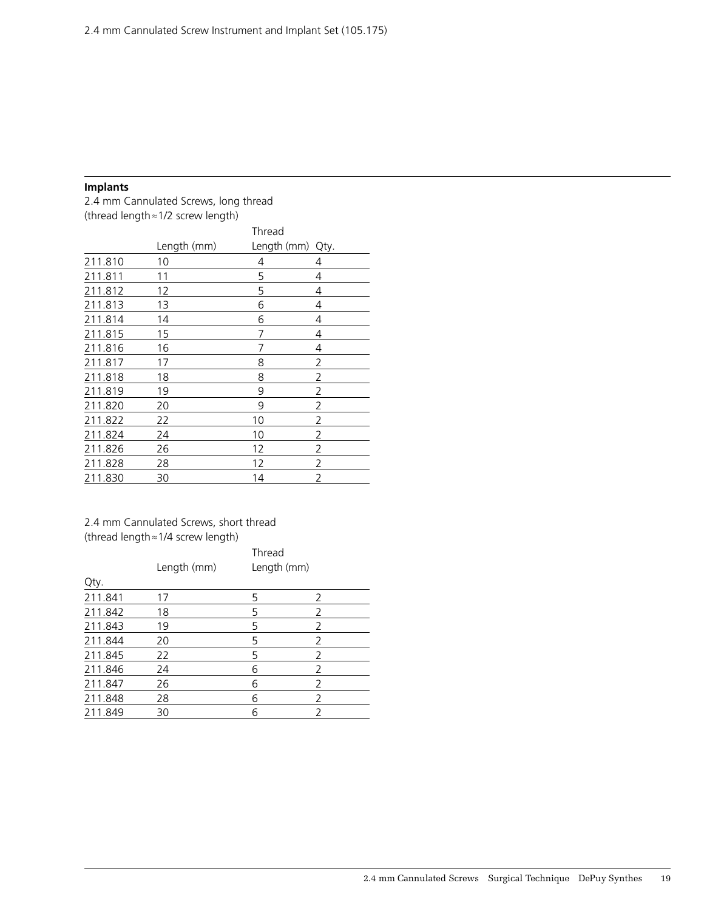2.4 mm Cannulated Screw Instrument and Implant Set (105.175)

**Implants**

2.4 mm Cannulated Screws, long thread
(thread length ≈ 1/2 screw length)

| | Length (mm) | Thread Length (mm) | Qty. |
|---|---|---|---|
| 211.810 | 10 | 4 | 4 |
| 211.811 | 11 | 5 | 4 |
| 211.812 | 12 | 5 | 4 |
| 211.813 | 13 | 6 | 4 |
| 211.814 | 14 | 6 | 4 |
| 211.815 | 15 | 7 | 4 |
| 211.816 | 16 | 7 | 4 |
| 211.817 | 17 | 8 | 2 |
| 211.818 | 18 | 8 | 2 |
| 211.819 | 19 | 9 | 2 |
| 211.820 | 20 | 9 | 2 |
| 211.822 | 22 | 10 | 2 |
| 211.824 | 24 | 10 | 2 |
| 211.826 | 26 | 12 | 2 |
| 211.828 | 28 | 12 | 2 |
| 211.830 | 30 | 14 | 2 |

2.4 mm Cannulated Screws, short thread
(thread length ≈ 1/4 screw length)

| Qty. | Length (mm) | Thread Length (mm) | |
|---|---|---|---|
| 211.841 | 17 | 5 | 2 |
| 211.842 | 18 | 5 | 2 |
| 211.843 | 19 | 5 | 2 |
| 211.844 | 20 | 5 | 2 |
| 211.845 | 22 | 5 | 2 |
| 211.846 | 24 | 6 | 2 |
| 211.847 | 26 | 6 | 2 |
| 211.848 | 28 | 6 | 2 |
| 211.849 | 30 | 6 | 2 |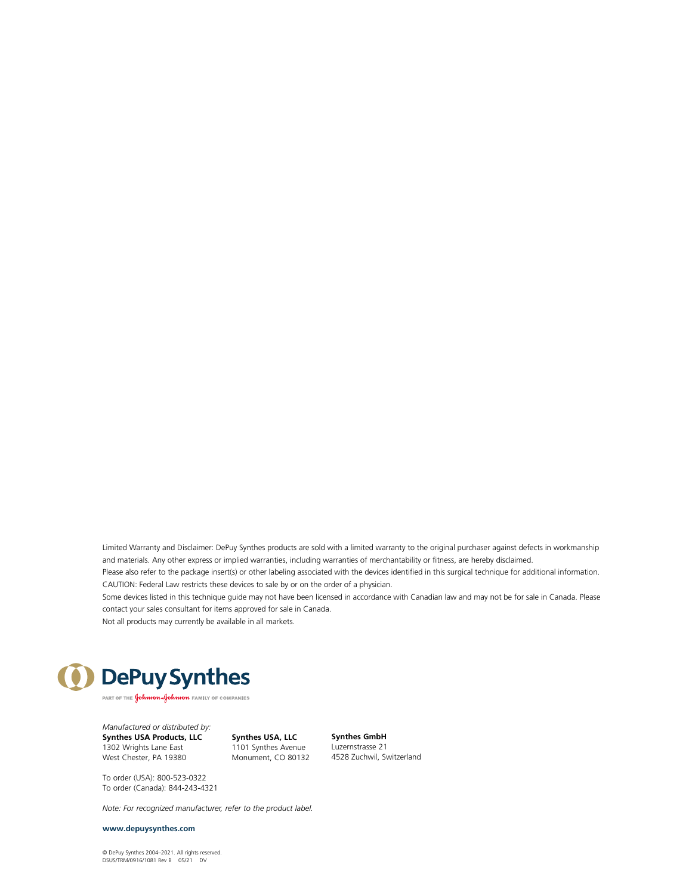Limited Warranty and Disclaimer: DePuy Synthes products are sold with a limited warranty to the original purchaser against defects in workmanship and materials. Any other express or implied warranties, including warranties of merchantability or fitness, are hereby disclaimed.

Please also refer to the package insert(s) or other labeling associated with the devices identified in this surgical technique for additional information.

CAUTION: Federal Law restricts these devices to sale by or on the order of a physician.

Some devices listed in this technique guide may not have been licensed in accordance with Canadian law and may not be for sale in Canada. Please contact your sales consultant for items approved for sale in Canada.

Not all products may currently be available in all markets.

DePuy Synthes

PART OF THE Johnson & Johnson FAMILY OF COMPANIES

*Manufactured or distributed by:*

**Synthes USA Products, LLC**
1302 Wrights Lane East
West Chester, PA 19380

**Synthes USA, LLC**
1101 Synthes Avenue
Monument, CO 80132

**Synthes GmbH**
Luzernstrasse 21
4528 Zuchwil, Switzerland

To order (USA): 800-523-0322
To order (Canada): 844-243-4321

*Note: For recognized manufacturer, refer to the product label.*

**www.depuysynthes.com**

© DePuy Synthes 2004–2021. All rights reserved.
DSUS/TRM/0916/1081 Rev B 05/21 DV